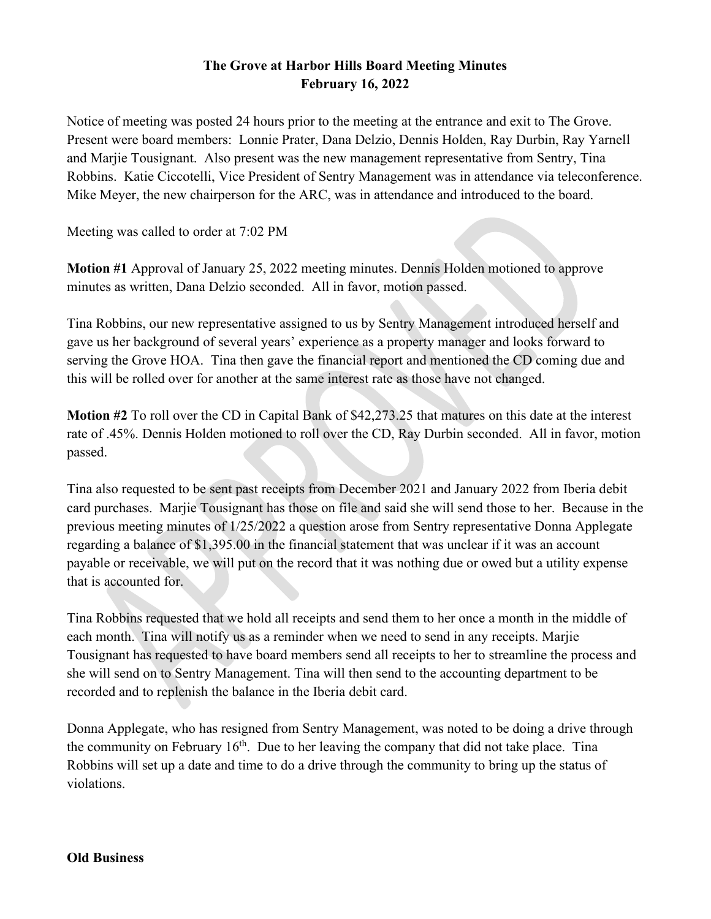# The Grove at Harbor Hills Board Meeting Minutes
## February 16, 2022

Notice of meeting was posted 24 hours prior to the meeting at the entrance and exit to The Grove. Present were board members: Lonnie Prater, Dana Delzio, Dennis Holden, Ray Durbin, Ray Yarnell and Marjie Tousignant. Also present was the new management representative from Sentry, Tina Robbins. Katie Ciccotelli, Vice President of Sentry Management was in attendance via teleconference. Mike Meyer, the new chairperson for the ARC, was in attendance and introduced to the board.

Meeting was called to order at 7:02 PM

**Motion #1** Approval of January 25, 2022 meeting minutes. Dennis Holden motioned to approve minutes as written, Dana Delzio seconded. All in favor, motion passed.

Tina Robbins, our new representative assigned to us by Sentry Management introduced herself and gave us her background of several years' experience as a property manager and looks forward to serving the Grove HOA. Tina then gave the financial report and mentioned the CD coming due and this will be rolled over for another at the same interest rate as those have not changed.

**Motion #2** To roll over the CD in Capital Bank of $42,273.25 that matures on this date at the interest rate of .45%. Dennis Holden motioned to roll over the CD, Ray Durbin seconded. All in favor, motion passed.

Tina also requested to be sent past receipts from December 2021 and January 2022 from Iberia debit card purchases. Marjie Tousignant has those on file and said she will send those to her. Because in the previous meeting minutes of 1/25/2022 a question arose from Sentry representative Donna Applegate regarding a balance of $1,395.00 in the financial statement that was unclear if it was an account payable or receivable, we will put on the record that it was nothing due or owed but a utility expense that is accounted for.

Tina Robbins requested that we hold all receipts and send them to her once a month in the middle of each month. Tina will notify us as a reminder when we need to send in any receipts. Marjie Tousignant has requested to have board members send all receipts to her to streamline the process and she will send on to Sentry Management. Tina will then send to the accounting department to be recorded and to replenish the balance in the Iberia debit card.

Donna Applegate, who has resigned from Sentry Management, was noted to be doing a drive through the community on February 16th. Due to her leaving the company that did not take place. Tina Robbins will set up a date and time to do a drive through the community to bring up the status of violations.

**Old Business**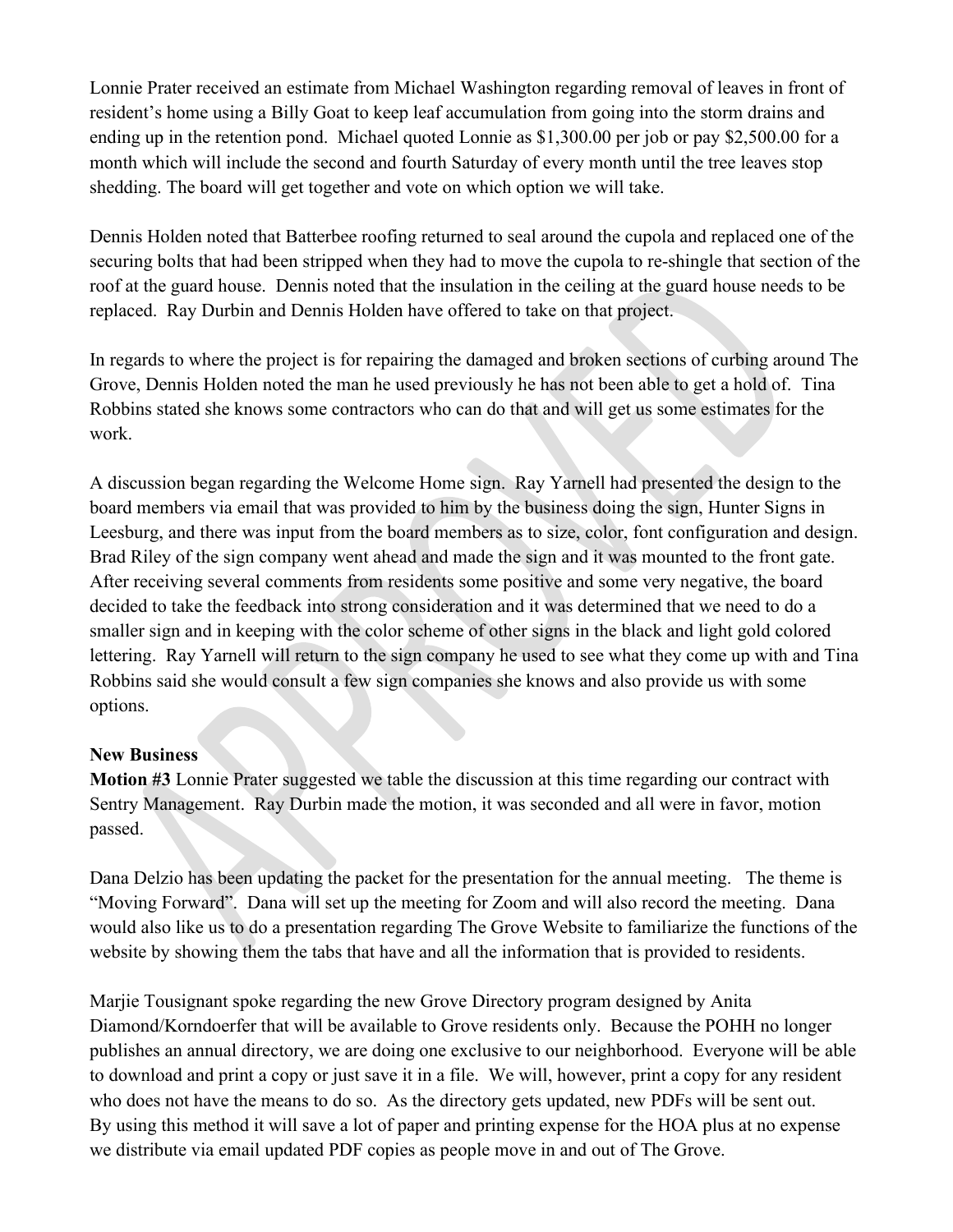Lonnie Prater received an estimate from Michael Washington regarding removal of leaves in front of resident's home using a Billy Goat to keep leaf accumulation from going into the storm drains and ending up in the retention pond. Michael quoted Lonnie as $1,300.00 per job or pay $2,500.00 for a month which will include the second and fourth Saturday of every month until the tree leaves stop shedding. The board will get together and vote on which option we will take.

Dennis Holden noted that Batterbee roofing returned to seal around the cupola and replaced one of the securing bolts that had been stripped when they had to move the cupola to re-shingle that section of the roof at the guard house. Dennis noted that the insulation in the ceiling at the guard house needs to be replaced. Ray Durbin and Dennis Holden have offered to take on that project.

In regards to where the project is for repairing the damaged and broken sections of curbing around The Grove, Dennis Holden noted the man he used previously he has not been able to get a hold of. Tina Robbins stated she knows some contractors who can do that and will get us some estimates for the work.

A discussion began regarding the Welcome Home sign. Ray Yarnell had presented the design to the board members via email that was provided to him by the business doing the sign, Hunter Signs in Leesburg, and there was input from the board members as to size, color, font configuration and design. Brad Riley of the sign company went ahead and made the sign and it was mounted to the front gate. After receiving several comments from residents some positive and some very negative, the board decided to take the feedback into strong consideration and it was determined that we need to do a smaller sign and in keeping with the color scheme of other signs in the black and light gold colored lettering. Ray Yarnell will return to the sign company he used to see what they come up with and Tina Robbins said she would consult a few sign companies she knows and also provide us with some options.

**New Business**

**Motion #3** Lonnie Prater suggested we table the discussion at this time regarding our contract with Sentry Management. Ray Durbin made the motion, it was seconded and all were in favor, motion passed.

Dana Delzio has been updating the packet for the presentation for the annual meeting. The theme is "Moving Forward". Dana will set up the meeting for Zoom and will also record the meeting. Dana would also like us to do a presentation regarding The Grove Website to familiarize the functions of the website by showing them the tabs that have and all the information that is provided to residents.

Marjie Tousignant spoke regarding the new Grove Directory program designed by Anita Diamond/Korndoerfer that will be available to Grove residents only. Because the POHH no longer publishes an annual directory, we are doing one exclusive to our neighborhood. Everyone will be able to download and print a copy or just save it in a file. We will, however, print a copy for any resident who does not have the means to do so. As the directory gets updated, new PDFs will be sent out. By using this method it will save a lot of paper and printing expense for the HOA plus at no expense we distribute via email updated PDF copies as people move in and out of The Grove.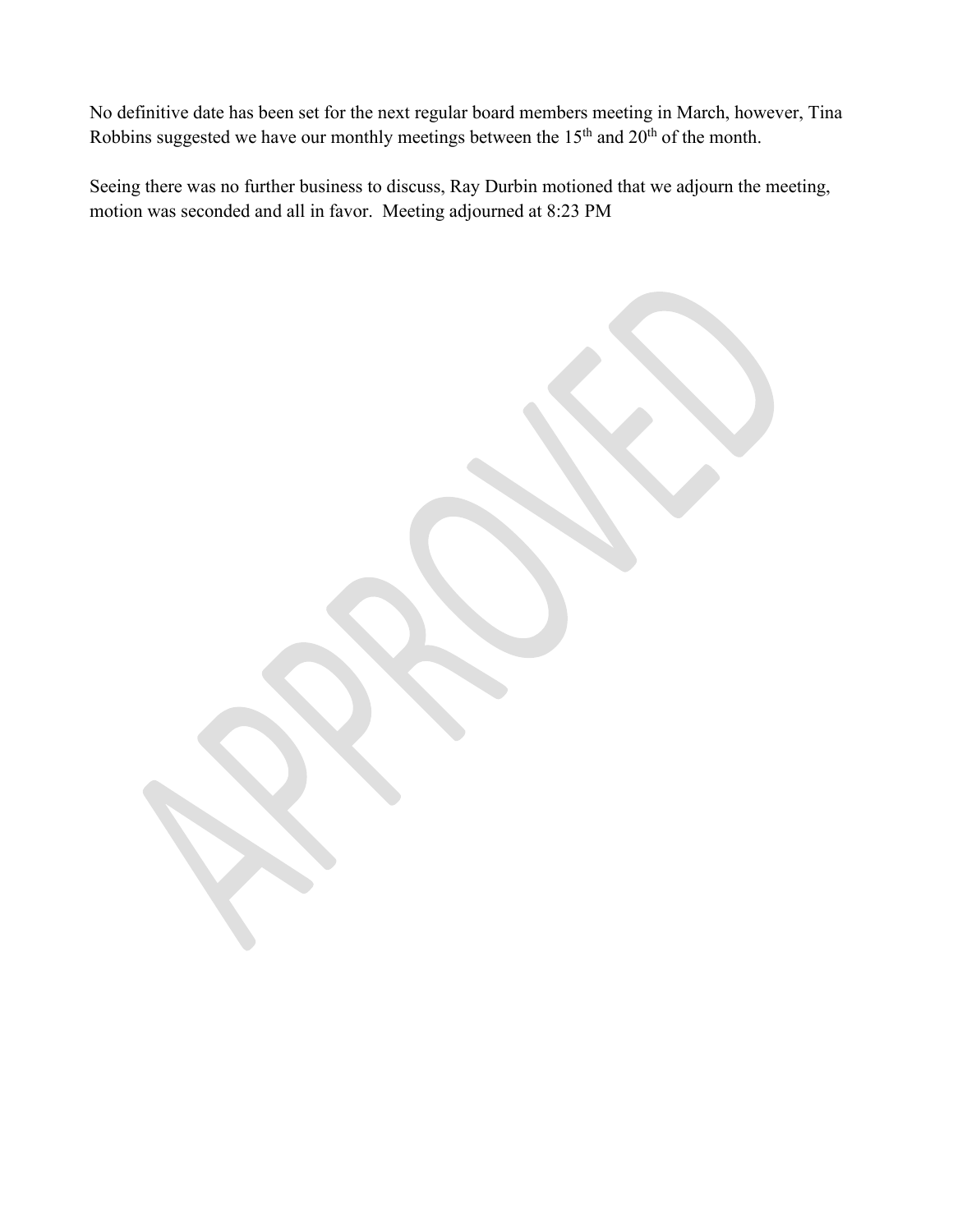No definitive date has been set for the next regular board members meeting in March, however, Tina Robbins suggested we have our monthly meetings between the 15th and 20th of the month.

Seeing there was no further business to discuss, Ray Durbin motioned that we adjourn the meeting, motion was seconded and all in favor.  Meeting adjourned at 8:23 PM

APPROVED